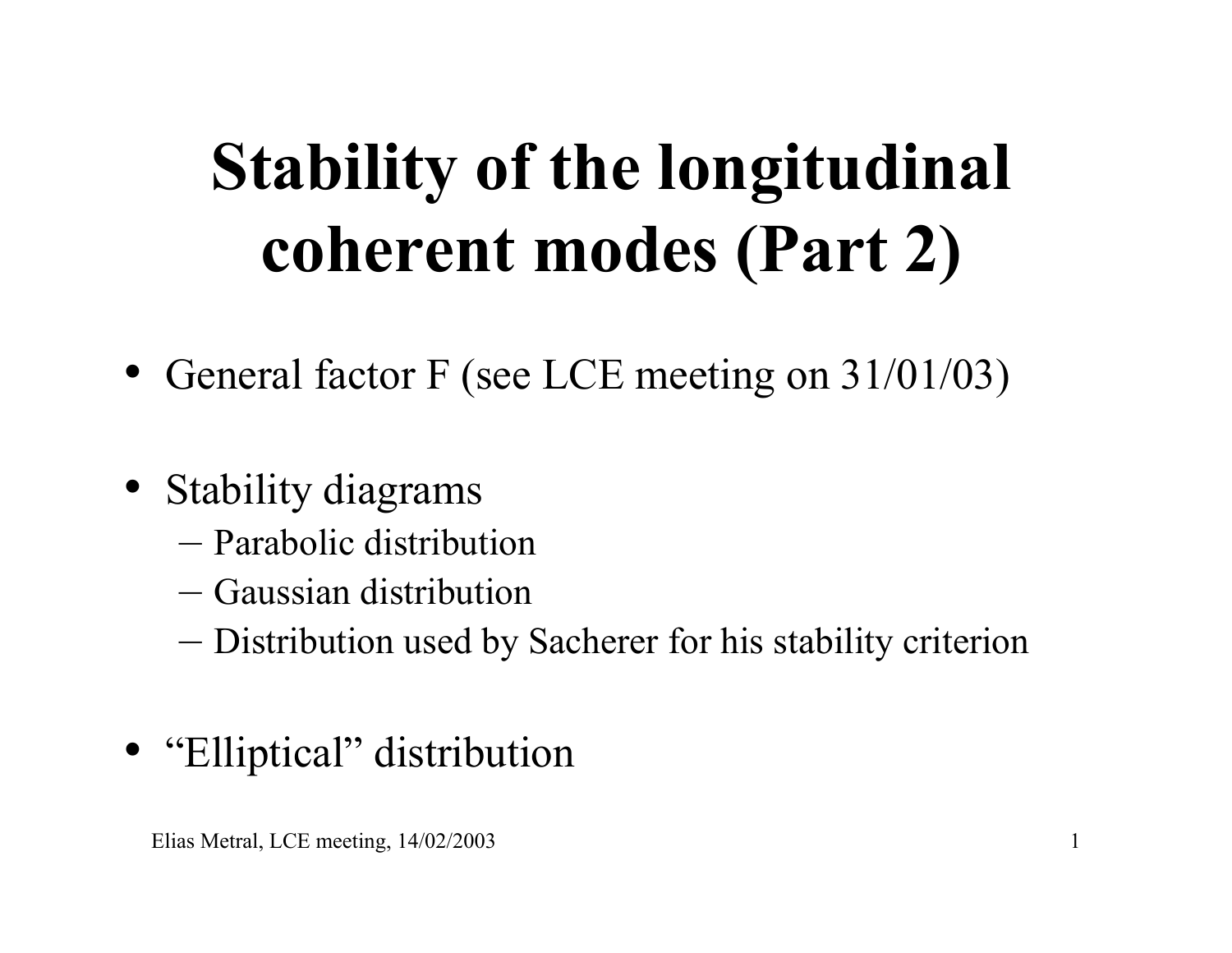# Stability of the longitudinal coherent modes (Part 2)

- General factor F (see LCE meeting on 31/01/03)

- Stability diagrams
  - Parabolic distribution
  - Gaussian distribution
  - Distribution used by Sacherer for his stability criterion

- "Elliptical" distribution

Elias Metral, LCE meeting, 14/02/2003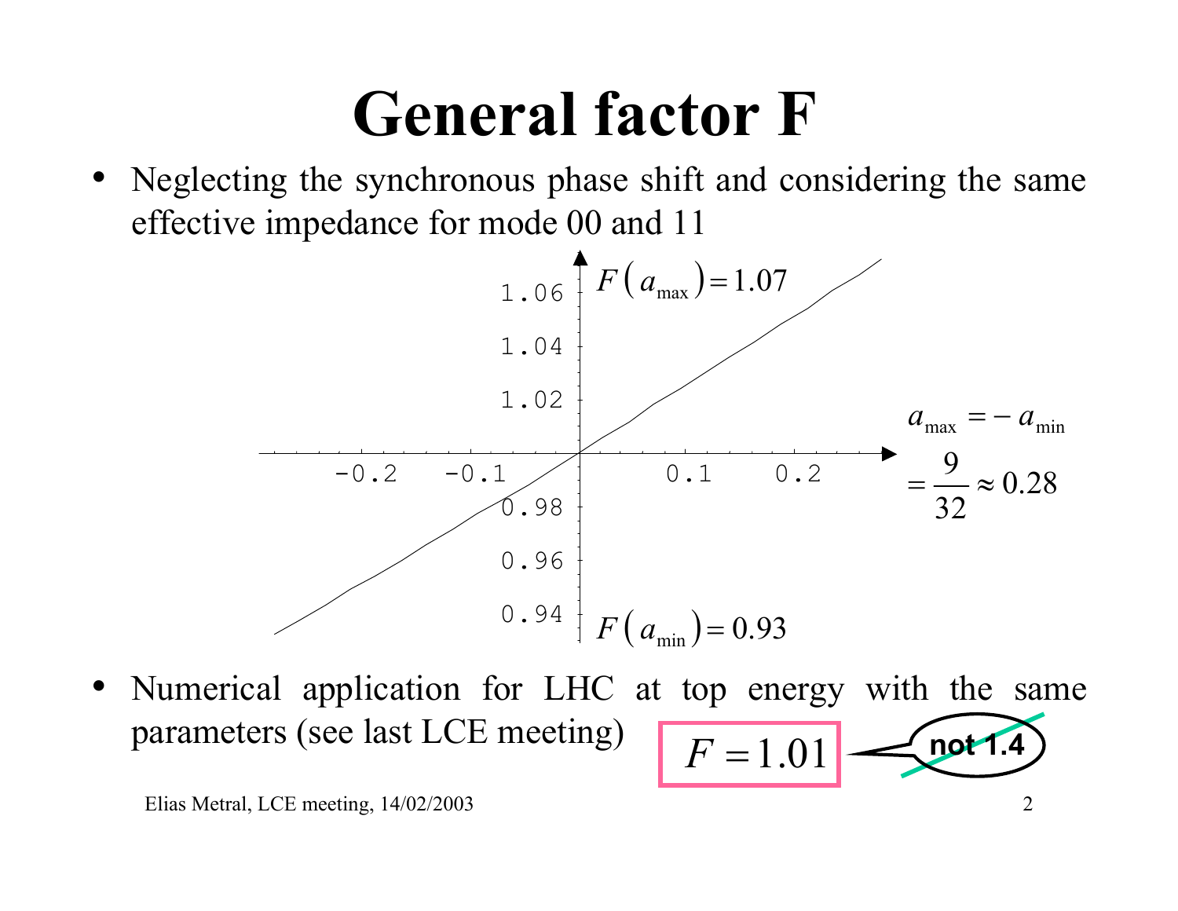# General factor F

- Neglecting the synchronous phase shift and considering the same effective impedance for mode 00 and 11

$F(a_{max}) = 1.07$

$F(a_{min}) = 0.93$

$a_{max} = -a_{min} = \frac{9}{32} \approx 0.28$

- Numerical application for LHC at top energy with the same parameters (see last LCE meeting) $F = 1.01$ ~~not 1.4~~

Elias Metral, LCE meeting, 14/02/2003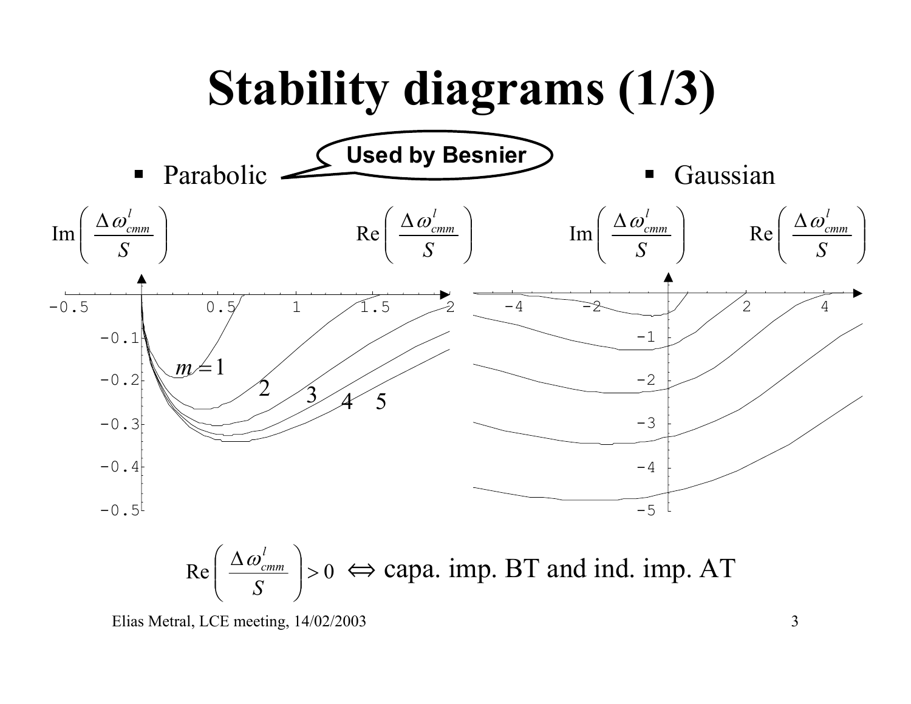# Stability diagrams (1/3)

- Parabolic — Used by Besnier
- Gaussian

$$\mathrm{Re}\left(\frac{\Delta\omega^{l}_{cmm}}{S}\right) > 0 \Leftrightarrow \text{capa. imp. BT and ind. imp. AT}$$

Elias Metral, LCE meeting, 14/02/2003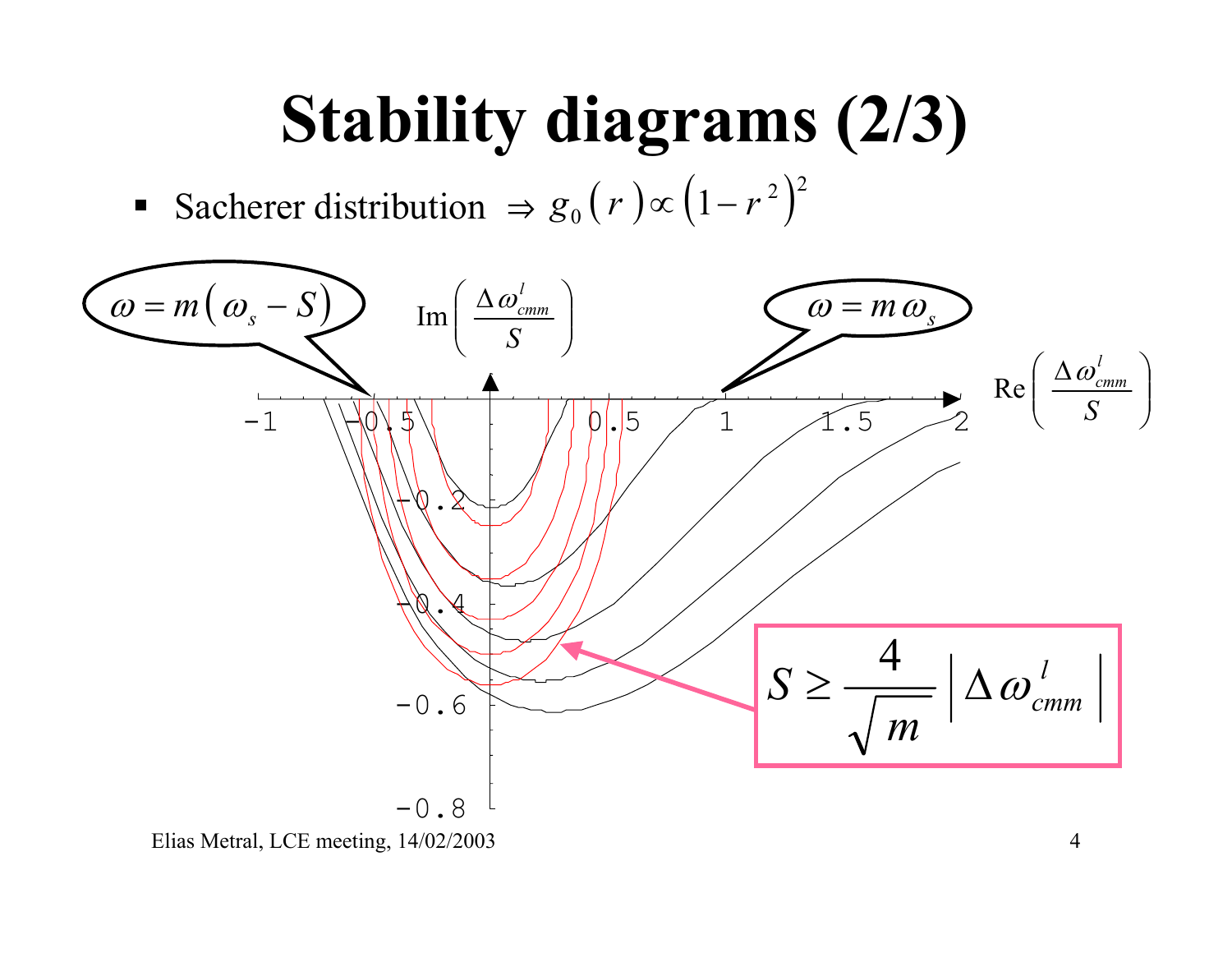# Stability diagrams (2/3)

- Sacherer distribution $\Rightarrow g_0(r) \propto \left(1 - r^2\right)^2$

$\omega = m\left(\omega_s - S\right)$

$\omega = m\,\omega_s$

$\mathrm{Im}\left(\frac{\Delta\omega_{cmm}^{l}}{S}\right)$

$\mathrm{Re}\left(\frac{\Delta\omega_{cmm}^{l}}{S}\right)$

$$S \geq \frac{4}{\sqrt{m}}\left|\Delta\omega_{cmm}^{l}\right|$$

Elias Metral, LCE meeting, 14/02/2003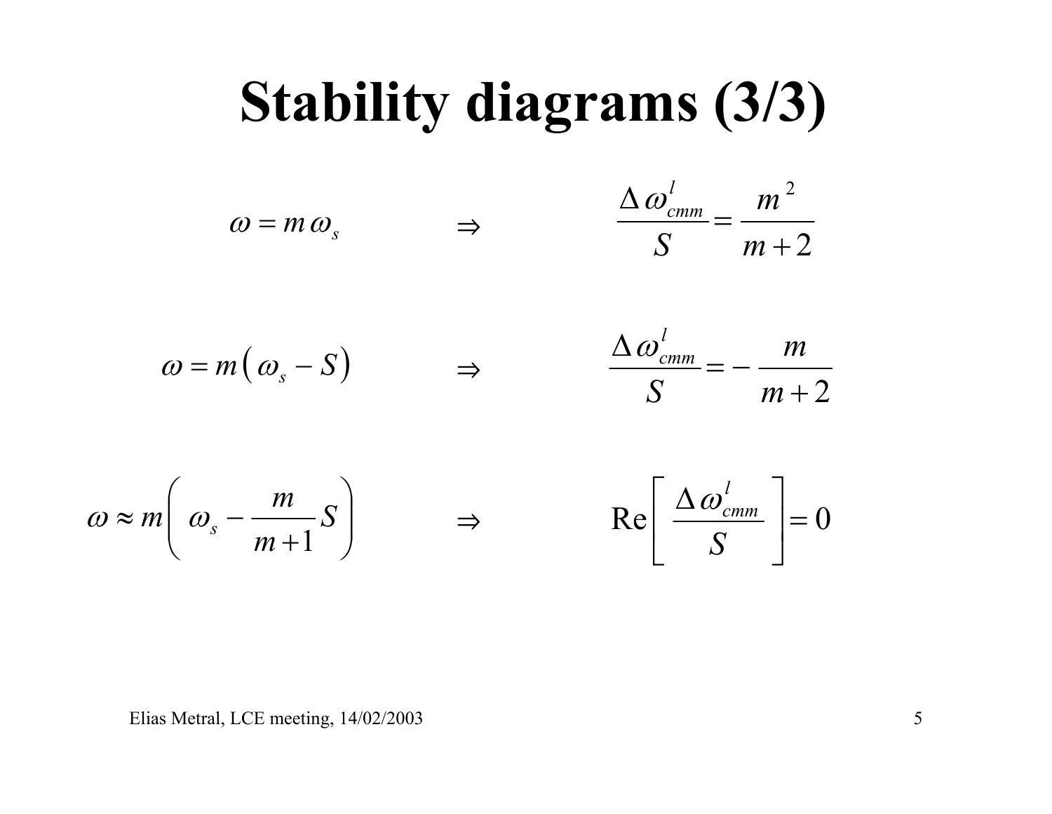# Stability diagrams (3/3)

$$\omega = m \, \omega_s \qquad \Rightarrow \qquad \frac{\Delta \omega^{l}_{cmm}}{S} = \frac{m^2}{m+2}$$

$$\omega = m \left( \omega_s - S \right) \qquad \Rightarrow \qquad \frac{\Delta \omega^{l}_{cmm}}{S} = - \frac{m}{m+2}$$

$$\omega \approx m \left( \omega_s - \frac{m}{m+1} S \right) \qquad \Rightarrow \qquad \mathrm{Re}\left[ \frac{\Delta \omega^{l}_{cmm}}{S} \right] = 0$$

Elias Metral, LCE meeting, 14/02/2003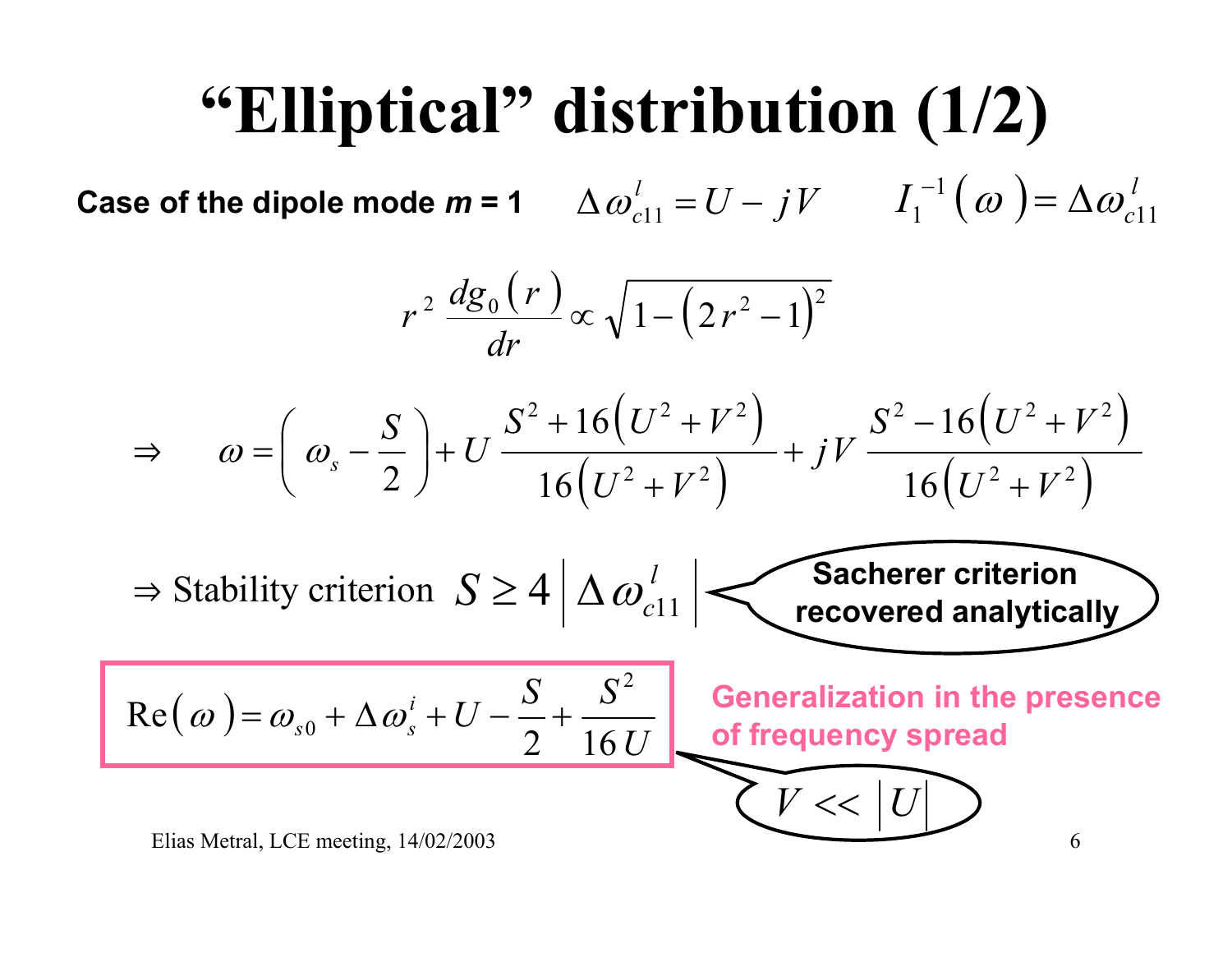# “Elliptical” distribution (1/2)

**Case of the dipole mode *m* = 1** $\Delta\omega_{c11}^{l} = U - jV \qquad I_1^{-1}(\omega) = \Delta\omega_{c11}^{l}$

$$r^2 \, \frac{dg_0(r)}{dr} \propto \sqrt{1 - \left(2r^2 - 1\right)^2}$$

$$\Rightarrow \qquad \omega = \left(\omega_s - \frac{S}{2}\right) + U \, \frac{S^2 + 16\left(U^2 + V^2\right)}{16\left(U^2 + V^2\right)} + jV \, \frac{S^2 - 16\left(U^2 + V^2\right)}{16\left(U^2 + V^2\right)}$$

$\Rightarrow$ Stability criterion $S \geq 4 \left| \Delta\omega_{c11}^{l} \right|$

**Sacherer criterion recovered analytically**

$$\mathrm{Re}(\omega) = \omega_{s0} + \Delta\omega_s^{i} + U - \frac{S}{2} + \frac{S^2}{16\,U}$$

**Generalization in the presence of frequency spread**

$V << |U|$

Elias Metral, LCE meeting, 14/02/2003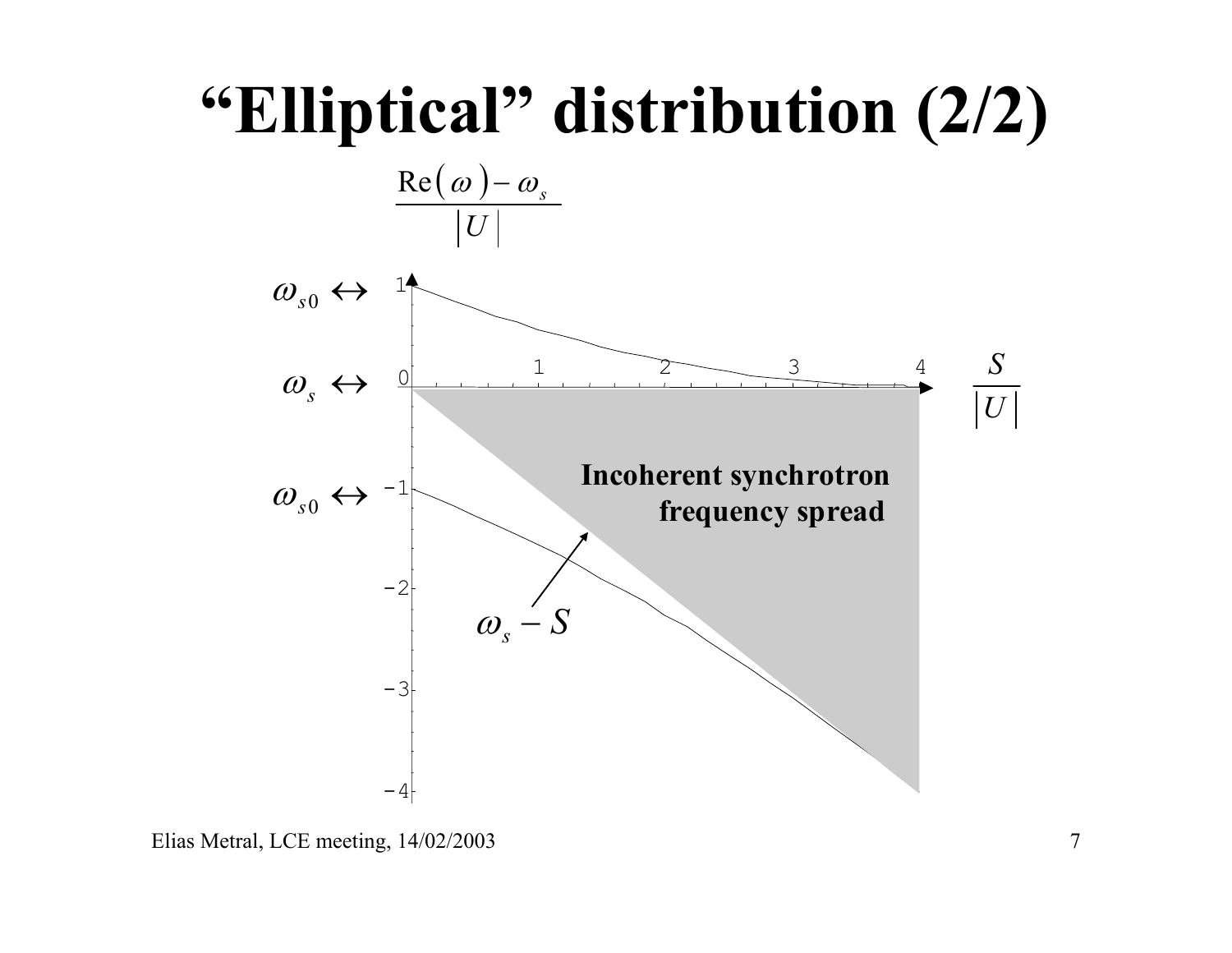# "Elliptical" distribution (2/2)

$\frac{\mathrm{Re}(\omega) - \omega_s}{|U|}$

$\omega_{s0} \leftrightarrow$ 1

$\omega_s \leftrightarrow$ 0

$\omega_{s0} \leftrightarrow$ -1

-2

-3

-4

1 2 3 4 $\frac{S}{|U|}$

**Incoherent synchrotron frequency spread**

$\omega_s - S$

Elias Metral, LCE meeting, 14/02/2003